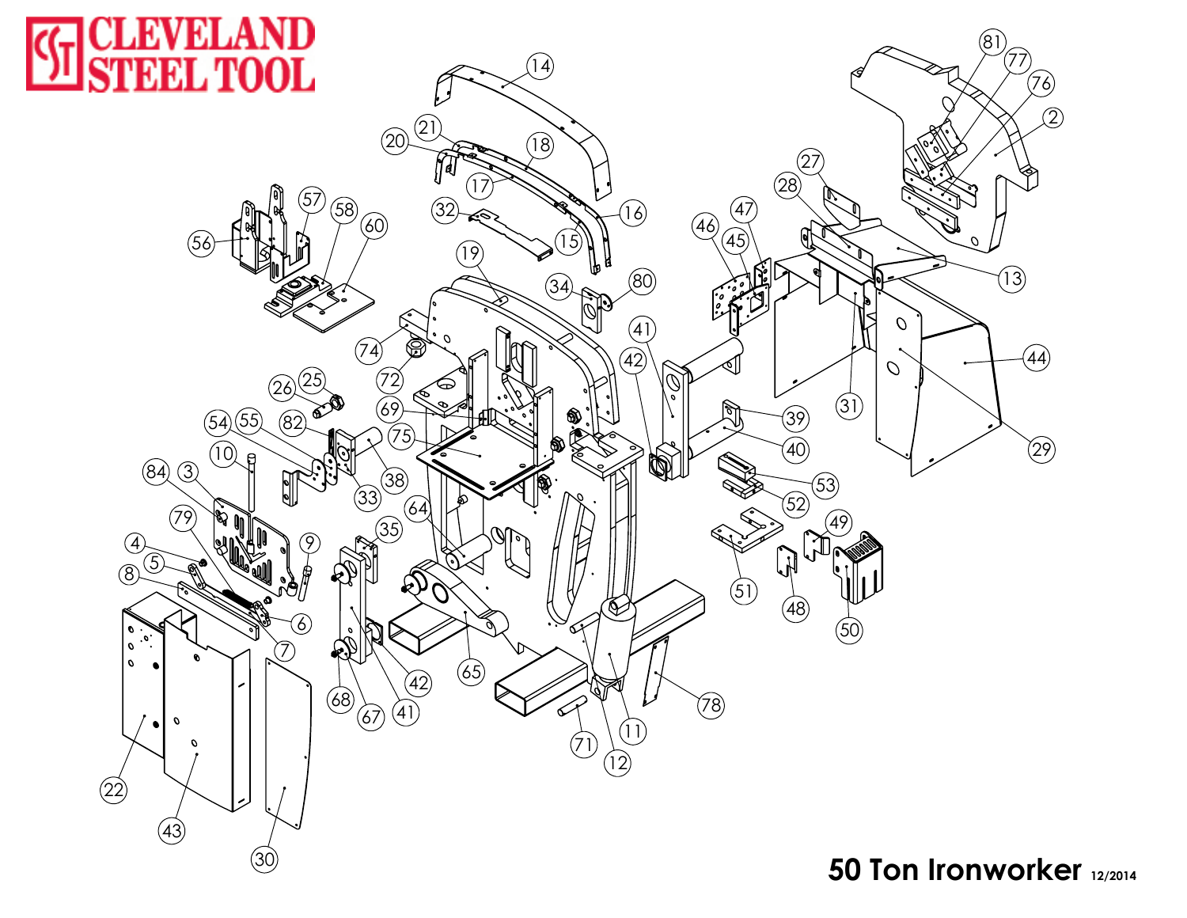# CLEVELAND STEEL TOOL

## 50 Ton Ironworker 12/2014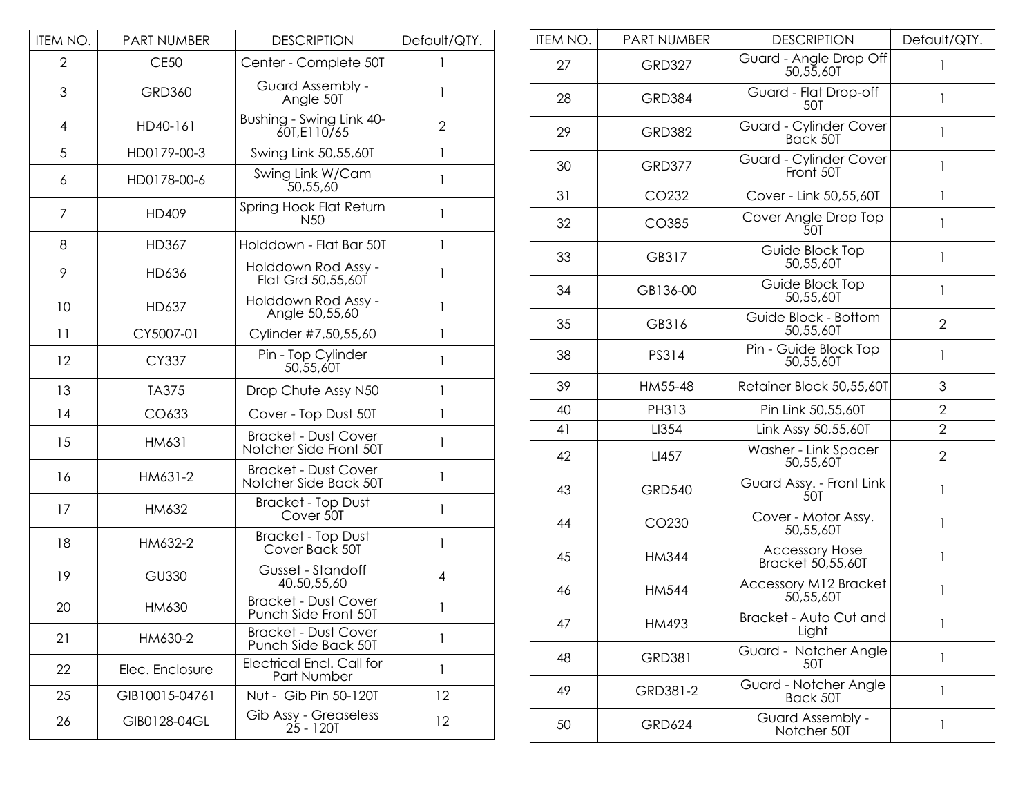| ITEM NO. | PART NUMBER | DESCRIPTION | Default/QTY. |
| --- | --- | --- | --- |
| 2 | CE50 | Center - Complete 50T | 1 |
| 3 | GRD360 | Guard Assembly - Angle 50T | 1 |
| 4 | HD40-161 | Bushing - Swing Link 40-60T,E110/65 | 2 |
| 5 | HD0179-00-3 | Swing Link 50,55,60T | 1 |
| 6 | HD0178-00-6 | Swing Link W/Cam 50,55,60 | 1 |
| 7 | HD409 | Spring Hook Flat Return N50 | 1 |
| 8 | HD367 | Holddown - Flat Bar 50T | 1 |
| 9 | HD636 | Holddown Rod Assy - Flat Grd 50,55,60T | 1 |
| 10 | HD637 | Holddown Rod Assy - Angle 50,55,60 | 1 |
| 11 | CY5007-01 | Cylinder #7,50,55,60 | 1 |
| 12 | CY337 | Pin - Top Cylinder 50,55,60T | 1 |
| 13 | TA375 | Drop Chute Assy N50 | 1 |
| 14 | CO633 | Cover - Top Dust 50T | 1 |
| 15 | HM631 | Bracket - Dust Cover Notcher Side Front 50T | 1 |
| 16 | HM631-2 | Bracket - Dust Cover Notcher Side Back 50T | 1 |
| 17 | HM632 | Bracket - Top Dust Cover 50T | 1 |
| 18 | HM632-2 | Bracket - Top Dust Cover Back 50T | 1 |
| 19 | GU330 | Gusset - Standoff 40,50,55,60 | 4 |
| 20 | HM630 | Bracket - Dust Cover Punch Side Front 50T | 1 |
| 21 | HM630-2 | Bracket - Dust Cover Punch Side Back 50T | 1 |
| 22 | Elec. Enclosure | Electrical Encl. Call for Part Number | 1 |
| 25 | GIB10015-04761 | Nut - Gib Pin 50-120T | 12 |
| 26 | GIB0128-04GL | Gib Assy - Greaseless 25 - 120T | 12 |

| ITEM NO. | PART NUMBER | DESCRIPTION | Default/QTY. |
| --- | --- | --- | --- |
| 27 | GRD327 | Guard - Angle Drop Off 50,55,60T | 1 |
| 28 | GRD384 | Guard - Flat Drop-off 50T | 1 |
| 29 | GRD382 | Guard - Cylinder Cover Back 50T | 1 |
| 30 | GRD377 | Guard - Cylinder Cover Front 50T | 1 |
| 31 | CO232 | Cover - Link 50,55,60T | 1 |
| 32 | CO385 | Cover Angle Drop Top 50T | 1 |
| 33 | GB317 | Guide Block Top 50,55,60T | 1 |
| 34 | GB136-00 | Guide Block Top 50,55,60T | 1 |
| 35 | GB316 | Guide Block - Bottom 50,55,60T | 2 |
| 38 | PS314 | Pin - Guide Block Top 50,55,60T | 1 |
| 39 | HM55-48 | Retainer Block 50,55,60T | 3 |
| 40 | PH313 | Pin Link 50,55,60T | 2 |
| 41 | LI354 | Link Assy 50,55,60T | 2 |
| 42 | LI457 | Washer - Link Spacer 50,55,60T | 2 |
| 43 | GRD540 | Guard Assy. - Front Link 50T | 1 |
| 44 | CO230 | Cover - Motor Assy. 50,55,60T | 1 |
| 45 | HM344 | Accessory Hose Bracket 50,55,60T | 1 |
| 46 | HM544 | Accessory M12 Bracket 50,55,60T | 1 |
| 47 | HM493 | Bracket - Auto Cut and Light | 1 |
| 48 | GRD381 | Guard - Notcher Angle 50T | 1 |
| 49 | GRD381-2 | Guard - Notcher Angle Back 50T | 1 |
| 50 | GRD624 | Guard Assembly - Notcher 50T | 1 |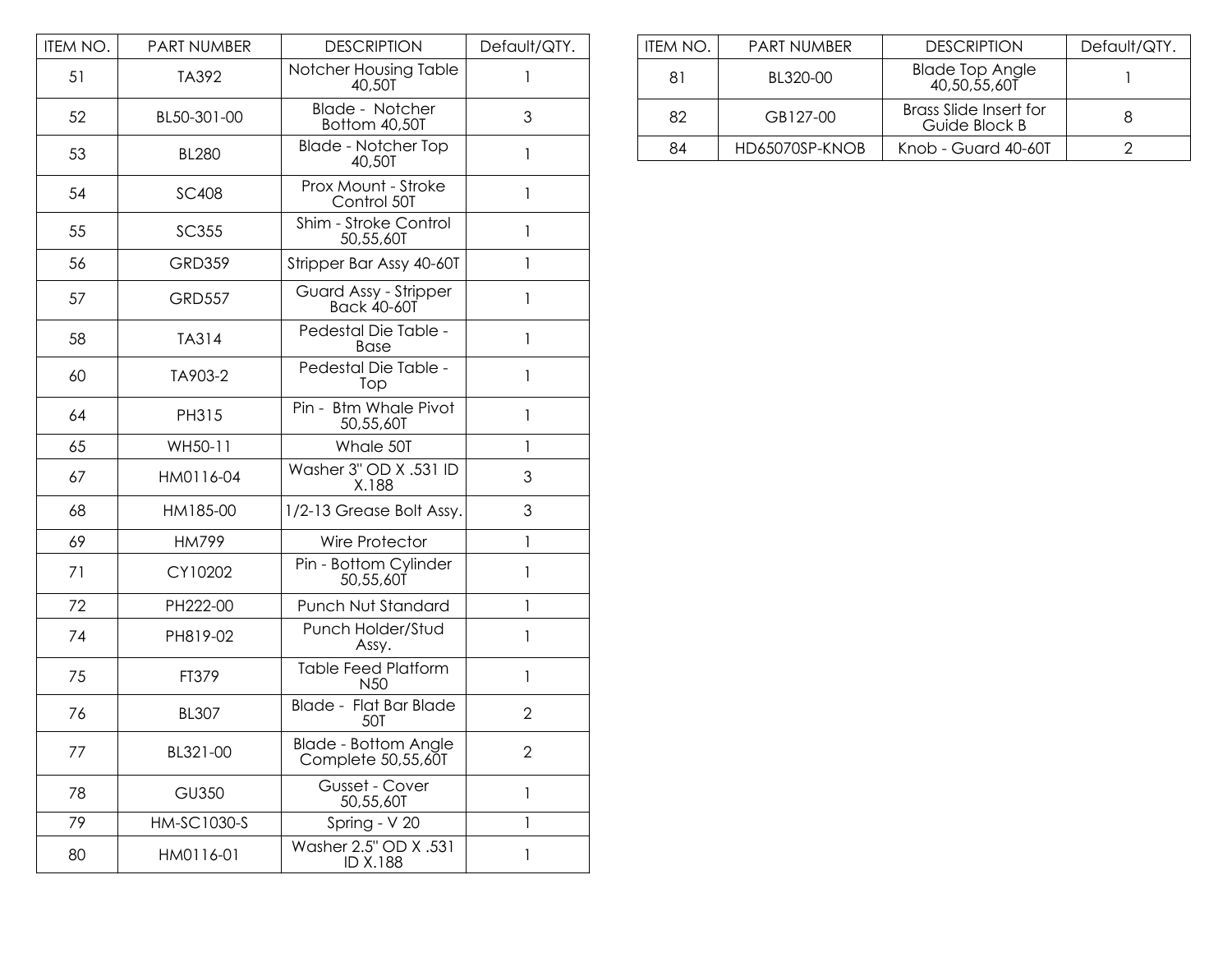| ITEM NO. | PART NUMBER | DESCRIPTION | Default/QTY. |
| --- | --- | --- | --- |
| 51 | TA392 | Notcher Housing Table 40,50T | 1 |
| 52 | BL50-301-00 | Blade - Notcher Bottom 40,50T | 3 |
| 53 | BL280 | Blade - Notcher Top 40,50T | 1 |
| 54 | SC408 | Prox Mount - Stroke Control 50T | 1 |
| 55 | SC355 | Shim - Stroke Control 50,55,60T | 1 |
| 56 | GRD359 | Stripper Bar Assy 40-60T | 1 |
| 57 | GRD557 | Guard Assy - Stripper Back 40-60T | 1 |
| 58 | TA314 | Pedestal Die Table - Base | 1 |
| 60 | TA903-2 | Pedestal Die Table - Top | 1 |
| 64 | PH315 | Pin - Btm Whale Pivot 50,55,60T | 1 |
| 65 | WH50-11 | Whale 50T | 1 |
| 67 | HM0116-04 | Washer 3" OD X .531 ID X.188 | 3 |
| 68 | HM185-00 | 1/2-13 Grease Bolt Assy. | 3 |
| 69 | HM799 | Wire Protector | 1 |
| 71 | CY10202 | Pin - Bottom Cylinder 50,55,60T | 1 |
| 72 | PH222-00 | Punch Nut Standard | 1 |
| 74 | PH819-02 | Punch Holder/Stud Assy. | 1 |
| 75 | FT379 | Table Feed Platform N50 | 1 |
| 76 | BL307 | Blade - Flat Bar Blade 50T | 2 |
| 77 | BL321-00 | Blade - Bottom Angle Complete 50,55,60T | 2 |
| 78 | GU350 | Gusset - Cover 50,55,60T | 1 |
| 79 | HM-SC1030-S | Spring - V 20 | 1 |
| 80 | HM0116-01 | Washer 2.5" OD X .531 ID X.188 | 1 |
| 81 | BL320-00 | Blade Top Angle 40,50,55,60T | 1 |
| 82 | GB127-00 | Brass Slide Insert for Guide Block B | 8 |
| 84 | HD65070SP-KNOB | Knob - Guard 40-60T | 2 |